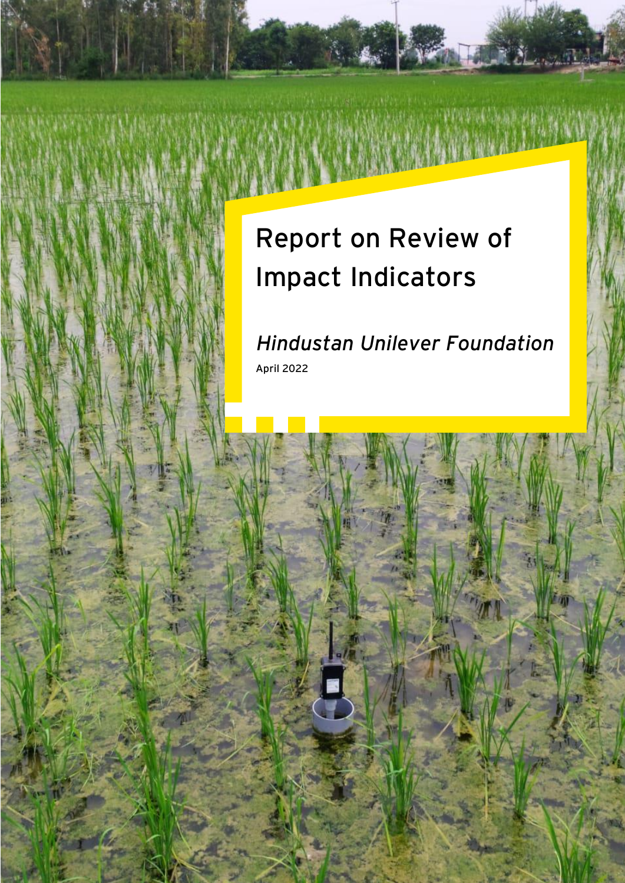# Report on Review of Impact Indicators

*Hindustan Unilever Foundation*

April 2022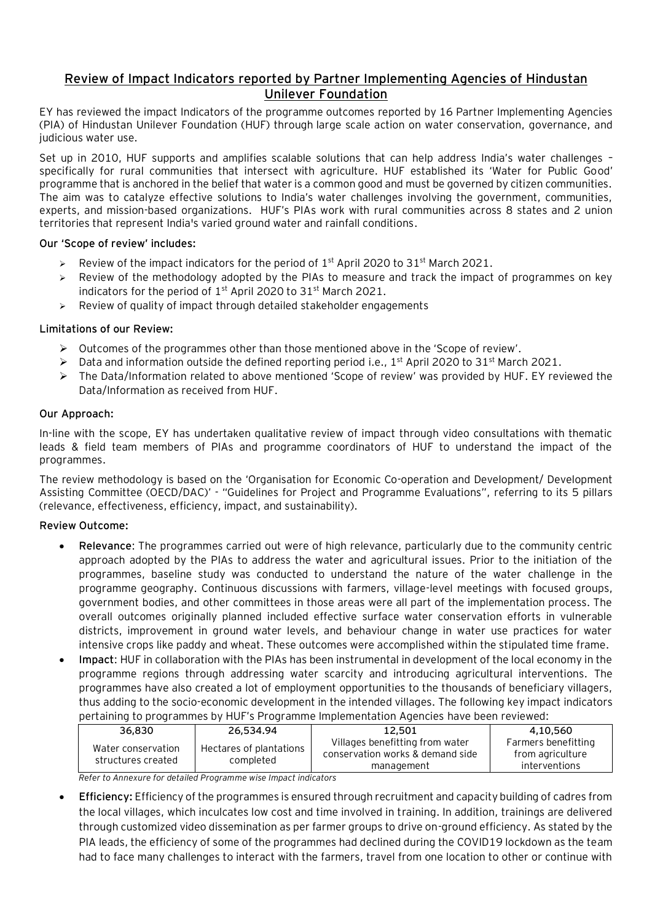## Review of Impact Indicators reported by Partner Implementing Agencies of Hindustan Unilever Foundation

EY has reviewed the impact Indicators of the programme outcomes reported by 16 Partner Implementing Agencies (PIA) of Hindustan Unilever Foundation (HUF) through large scale action on water conservation, governance, and judicious water use.

Set up in 2010, HUF supports and amplifies scalable solutions that can help address India's water challenges – specifically for rural communities that intersect with agriculture. HUF established its 'Water for Public Good' programme that is anchored in the belief that water is a common good and must be governed by citizen communities. The aim was to catalyze effective solutions to India's water challenges involving the government, communities, experts, and mission-based organizations. HUF's PIAs work with rural communities across 8 states and 2 union territories that represent India's varied ground water and rainfall conditions.

**Our 'Scope of review' includes:**

- Review of the impact indicators for the period of 1st April 2020 to 31st March 2021.
- Review of the methodology adopted by the PIAs to measure and track the impact of programmes on key indicators for the period of 1st April 2020 to 31st March 2021.
- Review of quality of impact through detailed stakeholder engagements

**Limitations of our Review:**

- Outcomes of the programmes other than those mentioned above in the 'Scope of review'.
- Data and information outside the defined reporting period i.e., 1st April 2020 to 31st March 2021.
- The Data/Information related to above mentioned 'Scope of review' was provided by HUF. EY reviewed the Data/Information as received from HUF.

**Our Approach:**

In-line with the scope, EY has undertaken qualitative review of impact through video consultations with thematic leads & field team members of PIAs and programme coordinators of HUF to understand the impact of the programmes.

The review methodology is based on the 'Organisation for Economic Co-operation and Development/ Development Assisting Committee (OECD/DAC)' - "Guidelines for Project and Programme Evaluations", referring to its 5 pillars (relevance, effectiveness, efficiency, impact, and sustainability).

**Review Outcome:**

- **Relevance**: The programmes carried out were of high relevance, particularly due to the community centric approach adopted by the PIAs to address the water and agricultural issues. Prior to the initiation of the programmes, baseline study was conducted to understand the nature of the water challenge in the programme geography. Continuous discussions with farmers, village-level meetings with focused groups, government bodies, and other committees in those areas were all part of the implementation process. The overall outcomes originally planned included effective surface water conservation efforts in vulnerable districts, improvement in ground water levels, and behaviour change in water use practices for water intensive crops like paddy and wheat. These outcomes were accomplished within the stipulated time frame.
- **Impact**: HUF in collaboration with the PIAs has been instrumental in development of the local economy in the programme regions through addressing water scarcity and introducing agricultural interventions. The programmes have also created a lot of employment opportunities to the thousands of beneficiary villagers, thus adding to the socio-economic development in the intended villages. The following key impact indicators pertaining to programmes by HUF's Programme Implementation Agencies have been reviewed:

| 36,830 | 26,534.94 | 12,501 | 4,10,560 |
|---|---|---|---|
| Water conservation structures created | Hectares of plantations completed | Villages benefitting from water conservation works & demand side management | Farmers benefitting from agriculture interventions |

*Refer to Annexure for detailed Programme wise Impact indicators*

- **Efficiency:** Efficiency of the programmes is ensured through recruitment and capacity building of cadres from the local villages, which inculcates low cost and time involved in training. In addition, trainings are delivered through customized video dissemination as per farmer groups to drive on-ground efficiency. As stated by the PIA leads, the efficiency of some of the programmes had declined during the COVID19 lockdown as the team had to face many challenges to interact with the farmers, travel from one location to other or continue with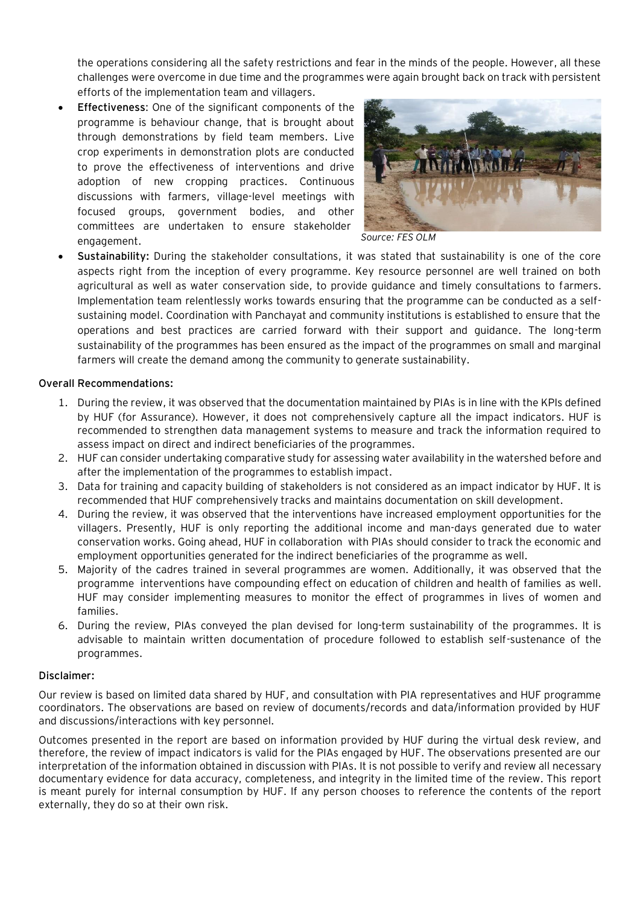the operations considering all the safety restrictions and fear in the minds of the people. However, all these challenges were overcome in due time and the programmes were again brought back on track with persistent efforts of the implementation team and villagers.

- **Effectiveness**: One of the significant components of the programme is behaviour change, that is brought about through demonstrations by field team members. Live crop experiments in demonstration plots are conducted to prove the effectiveness of interventions and drive adoption of new cropping practices. Continuous discussions with farmers, village-level meetings with focused groups, government bodies, and other committees are undertaken to ensure stakeholder engagement.

*Source: FES OLM*

- **Sustainability:** During the stakeholder consultations, it was stated that sustainability is one of the core aspects right from the inception of every programme. Key resource personnel are well trained on both agricultural as well as water conservation side, to provide guidance and timely consultations to farmers. Implementation team relentlessly works towards ensuring that the programme can be conducted as a self-sustaining model. Coordination with Panchayat and community institutions is established to ensure that the operations and best practices are carried forward with their support and guidance. The long-term sustainability of the programmes has been ensured as the impact of the programmes on small and marginal farmers will create the demand among the community to generate sustainability.

**Overall Recommendations:**

1. During the review, it was observed that the documentation maintained by PIAs is in line with the KPIs defined by HUF (for Assurance). However, it does not comprehensively capture all the impact indicators. HUF is recommended to strengthen data management systems to measure and track the information required to assess impact on direct and indirect beneficiaries of the programmes.
2. HUF can consider undertaking comparative study for assessing water availability in the watershed before and after the implementation of the programmes to establish impact.
3. Data for training and capacity building of stakeholders is not considered as an impact indicator by HUF. It is recommended that HUF comprehensively tracks and maintains documentation on skill development.
4. During the review, it was observed that the interventions have increased employment opportunities for the villagers. Presently, HUF is only reporting the additional income and man-days generated due to water conservation works. Going ahead, HUF in collaboration with PIAs should consider to track the economic and employment opportunities generated for the indirect beneficiaries of the programme as well.
5. Majority of the cadres trained in several programmes are women. Additionally, it was observed that the programme interventions have compounding effect on education of children and health of families as well. HUF may consider implementing measures to monitor the effect of programmes in lives of women and families.
6. During the review, PIAs conveyed the plan devised for long-term sustainability of the programmes. It is advisable to maintain written documentation of procedure followed to establish self-sustenance of the programmes.

**Disclaimer:**

Our review is based on limited data shared by HUF, and consultation with PIA representatives and HUF programme coordinators. The observations are based on review of documents/records and data/information provided by HUF and discussions/interactions with key personnel.

Outcomes presented in the report are based on information provided by HUF during the virtual desk review, and therefore, the review of impact indicators is valid for the PIAs engaged by HUF. The observations presented are our interpretation of the information obtained in discussion with PIAs. It is not possible to verify and review all necessary documentary evidence for data accuracy, completeness, and integrity in the limited time of the review. This report is meant purely for internal consumption by HUF. If any person chooses to reference the contents of the report externally, they do so at their own risk.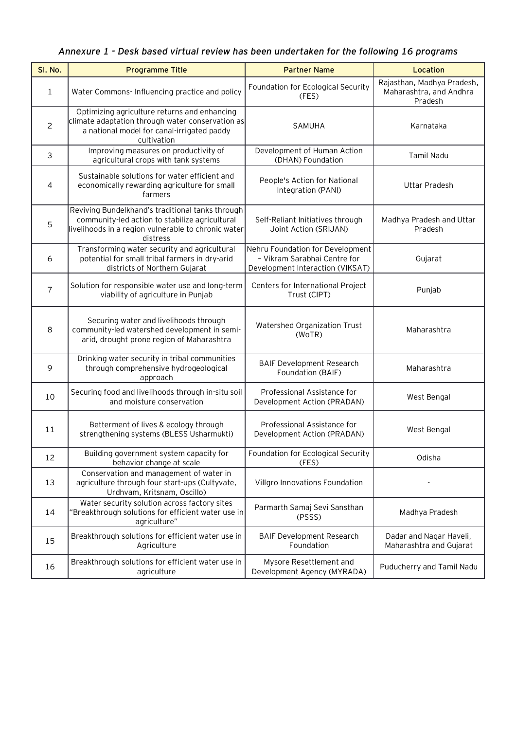*Annexure 1 - Desk based virtual review has been undertaken for the following 16 programs*

| Sl. No. | Programme Title | Partner Name | Location |
|---|---|---|---|
| 1 | Water Commons- Influencing practice and policy | Foundation for Ecological Security (FES) | Rajasthan, Madhya Pradesh, Maharashtra, and Andhra Pradesh |
| 2 | Optimizing agriculture returns and enhancing climate adaptation through water conservation as a national model for canal-irrigated paddy cultivation | SAMUHA | Karnataka |
| 3 | Improving measures on productivity of agricultural crops with tank systems | Development of Human Action (DHAN) Foundation | Tamil Nadu |
| 4 | Sustainable solutions for water efficient and economically rewarding agriculture for small farmers | People's Action for National Integration (PANI) | Uttar Pradesh |
| 5 | Reviving Bundelkhand's traditional tanks through community-led action to stabilize agricultural livelihoods in a region vulnerable to chronic water distress | Self-Reliant Initiatives through Joint Action (SRIJAN) | Madhya Pradesh and Uttar Pradesh |
| 6 | Transforming water security and agricultural potential for small tribal farmers in dry-arid districts of Northern Gujarat | Nehru Foundation for Development - Vikram Sarabhai Centre for Development Interaction (VIKSAT) | Gujarat |
| 7 | Solution for responsible water use and long-term viability of agriculture in Punjab | Centers for International Project Trust (CIPT) | Punjab |
| 8 | Securing water and livelihoods through community-led watershed development in semi-arid, drought prone region of Maharashtra | Watershed Organization Trust (WoTR) | Maharashtra |
| 9 | Drinking water security in tribal communities through comprehensive hydrogeological approach | BAIF Development Research Foundation (BAIF) | Maharashtra |
| 10 | Securing food and livelihoods through in-situ soil and moisture conservation | Professional Assistance for Development Action (PRADAN) | West Bengal |
| 11 | Betterment of lives & ecology through strengthening systems (BLESS Usharmukti) | Professional Assistance for Development Action (PRADAN) | West Bengal |
| 12 | Building government system capacity for behavior change at scale | Foundation for Ecological Security (FES) | Odisha |
| 13 | Conservation and management of water in agriculture through four start-ups (Cultyvate, Urdhvam, Kritsnam, Oscillo) | Villgro Innovations Foundation | - |
| 14 | Water security solution across factory sites "Breakthrough solutions for efficient water use in agriculture" | Parmarth Samaj Sevi Sansthan (PSSS) | Madhya Pradesh |
| 15 | Breakthrough solutions for efficient water use in Agriculture | BAIF Development Research Foundation | Dadar and Nagar Haveli, Maharashtra and Gujarat |
| 16 | Breakthrough solutions for efficient water use in agriculture | Mysore Resettlement and Development Agency (MYRADA) | Puducherry and Tamil Nadu |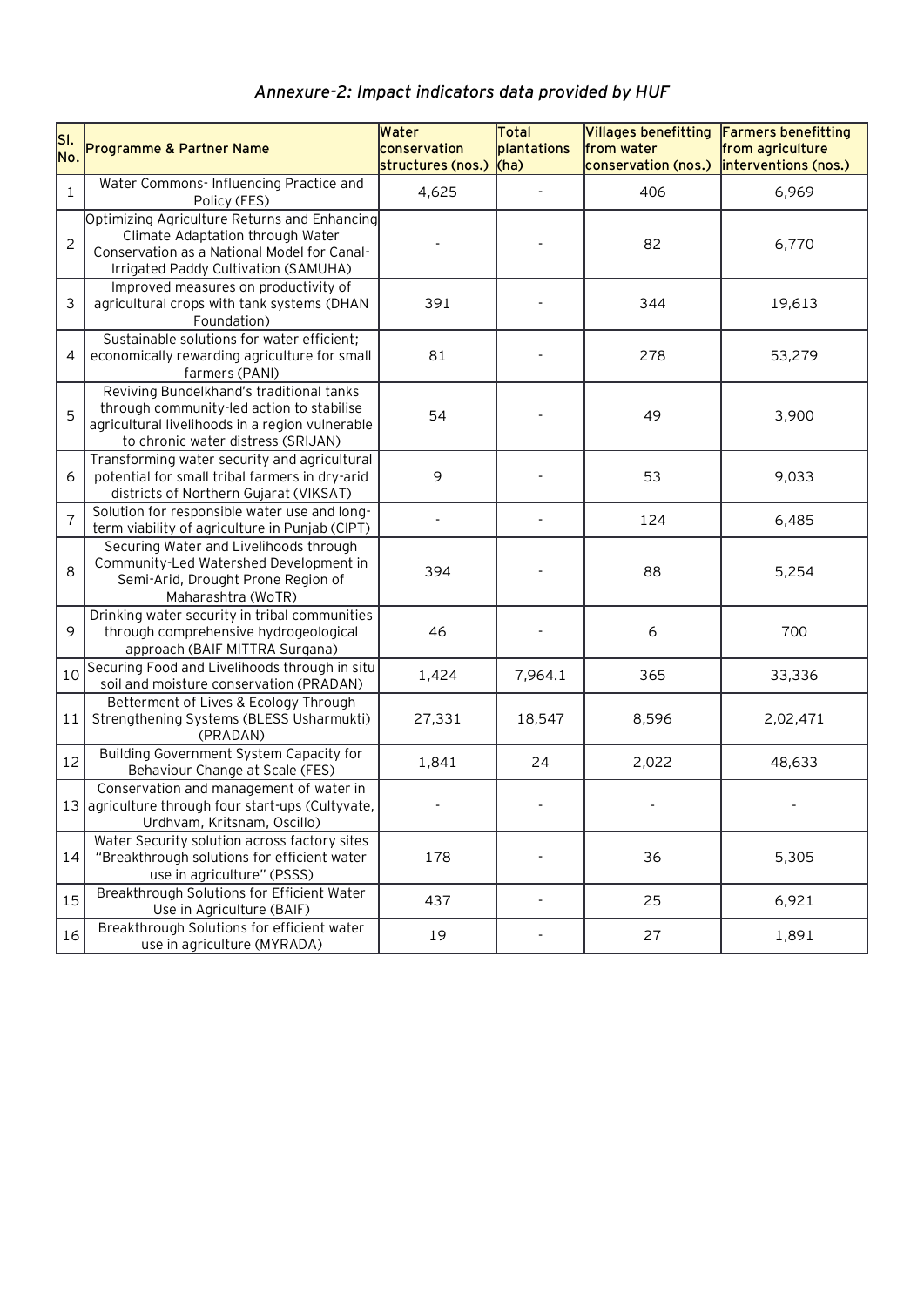*Annexure-2: Impact indicators data provided by HUF*

| Sl. No. | Programme & Partner Name | Water conservation structures (nos.) | Total plantations (ha) | Villages benefitting from water conservation (nos.) | Farmers benefitting from agriculture interventions (nos.) |
|---|---|---|---|---|---|
| 1 | Water Commons- Influencing Practice and Policy (FES) | 4,625 | - | 406 | 6,969 |
| 2 | Optimizing Agriculture Returns and Enhancing Climate Adaptation through Water Conservation as a National Model for Canal-Irrigated Paddy Cultivation (SAMUHA) | - | - | 82 | 6,770 |
| 3 | Improved measures on productivity of agricultural crops with tank systems (DHAN Foundation) | 391 | - | 344 | 19,613 |
| 4 | Sustainable solutions for water efficient; economically rewarding agriculture for small farmers (PANI) | 81 | - | 278 | 53,279 |
| 5 | Reviving Bundelkhand's traditional tanks through community-led action to stabilise agricultural livelihoods in a region vulnerable to chronic water distress (SRIJAN) | 54 | - | 49 | 3,900 |
| 6 | Transforming water security and agricultural potential for small tribal farmers in dry-arid districts of Northern Gujarat (VIKSAT) | 9 | - | 53 | 9,033 |
| 7 | Solution for responsible water use and long-term viability of agriculture in Punjab (CIPT) | - | - | 124 | 6,485 |
| 8 | Securing Water and Livelihoods through Community-Led Watershed Development in Semi-Arid, Drought Prone Region of Maharashtra (WoTR) | 394 | - | 88 | 5,254 |
| 9 | Drinking water security in tribal communities through comprehensive hydrogeological approach (BAIF MITTRA Surgana) | 46 | - | 6 | 700 |
| 10 | Securing Food and Livelihoods through in situ soil and moisture conservation (PRADAN) | 1,424 | 7,964.1 | 365 | 33,336 |
| 11 | Betterment of Lives & Ecology Through Strengthening Systems (BLESS Usharmukti) (PRADAN) | 27,331 | 18,547 | 8,596 | 2,02,471 |
| 12 | Building Government System Capacity for Behaviour Change at Scale (FES) | 1,841 | 24 | 2,022 | 48,633 |
| 13 | Conservation and management of water in agriculture through four start-ups (Cultyvate, Urdhvam, Kritsnam, Oscillo) | - | - | - | - |
| 14 | Water Security solution across factory sites "Breakthrough solutions for efficient water use in agriculture" (PSSS) | 178 | - | 36 | 5,305 |
| 15 | Breakthrough Solutions for Efficient Water Use in Agriculture (BAIF) | 437 | - | 25 | 6,921 |
| 16 | Breakthrough Solutions for efficient water use in agriculture (MYRADA) | 19 | - | 27 | 1,891 |